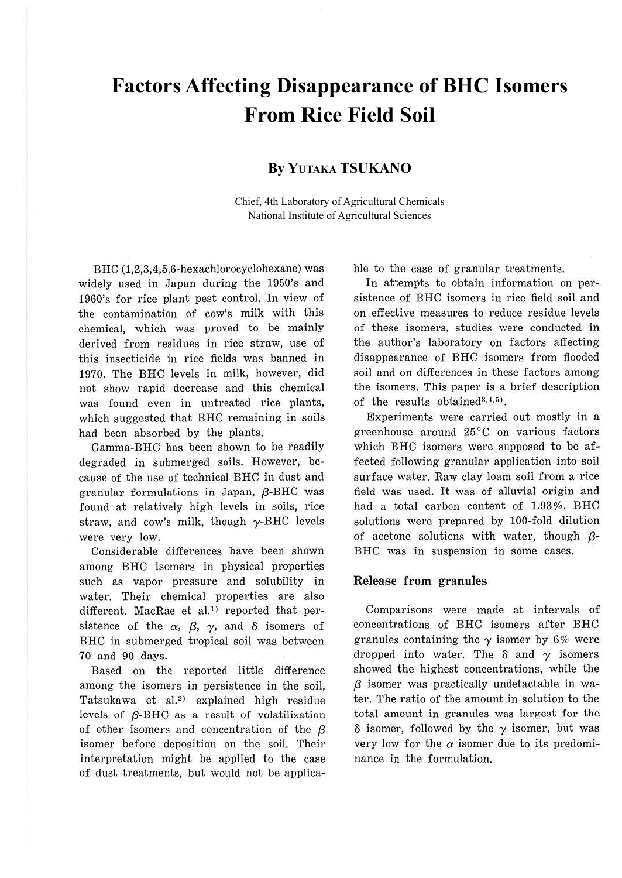# Factors Affecting Disappearance of BHC Isomers From Rice Field Soil

**By YUTAKA TSUKANO**

Chief, 4th Laboratory of Agricultural Chemicals
National Institute of Agricultural Sciences

BHC (1,2,3,4,5,6-hexachlorocyclohexane) was widely used in Japan during the 1950's and 1960's for rice plant pest control. In view of the contamination of cow's milk with this chemical, which was proved to be mainly derived from residues in rice straw, use of this insecticide in rice fields was banned in 1970. The BHC levels in milk, however, did not show rapid decrease and this chemical was found even in untreated rice plants, which suggested that BHC remaining in soils had been absorbed by the plants.

Gamma-BHC has been shown to be readily degraded in submerged soils. However, because of the use of technical BHC in dust and granular formulations in Japan, $\beta$-BHC was found at relatively high levels in soils, rice straw, and cow's milk, though $\gamma$-BHC levels were very low.

Considerable differences have been shown among BHC isomers in physical properties such as vapor pressure and solubility in water. Their chemical properties are also different. MacRae et al.[1] reported that persistence of the $\alpha$, $\beta$, $\gamma$, and $\delta$ isomers of BHC in submerged tropical soil was between 70 and 90 days.

Based on the reported little difference among the isomers in persistence in the soil, Tatsukawa et al.[2] explained high residue levels of $\beta$-BHC as a result of volatilization of other isomers and concentration of the $\beta$ isomer before deposition on the soil. Their interpretation might be applied to the case of dust treatments, but would not be applicable to the case of granular treatments.

In attempts to obtain information on persistence of BHC isomers in rice field soil and on effective measures to reduce residue levels of these isomers, studies were conducted in the author's laboratory on factors affecting disappearance of BHC isomers from flooded soil and on differences in these factors among the isomers. This paper is a brief description of the results obtained[3,4,5].

Experiments were carried out mostly in a greenhouse around 25°C on various factors which BHC isomers were supposed to be affected following granular application into soil surface water. Raw clay loam soil from a rice field was used. It was of alluvial origin and had a total carbon content of 1.93%. BHC solutions were prepared by 100-fold dilution of acetone solutions with water, though $\beta$-BHC was in suspension in some cases.

## Release from granules

Comparisons were made at intervals of concentrations of BHC isomers after BHC granules containing the $\gamma$ isomer by 6% were dropped into water. The $\delta$ and $\gamma$ isomers showed the highest concentrations, while the $\beta$ isomer was practically undetactable in water. The ratio of the amount in solution to the total amount in granules was largest for the $\delta$ isomer, followed by the $\gamma$ isomer, but was very low for the $\alpha$ isomer due to its predominance in the formulation.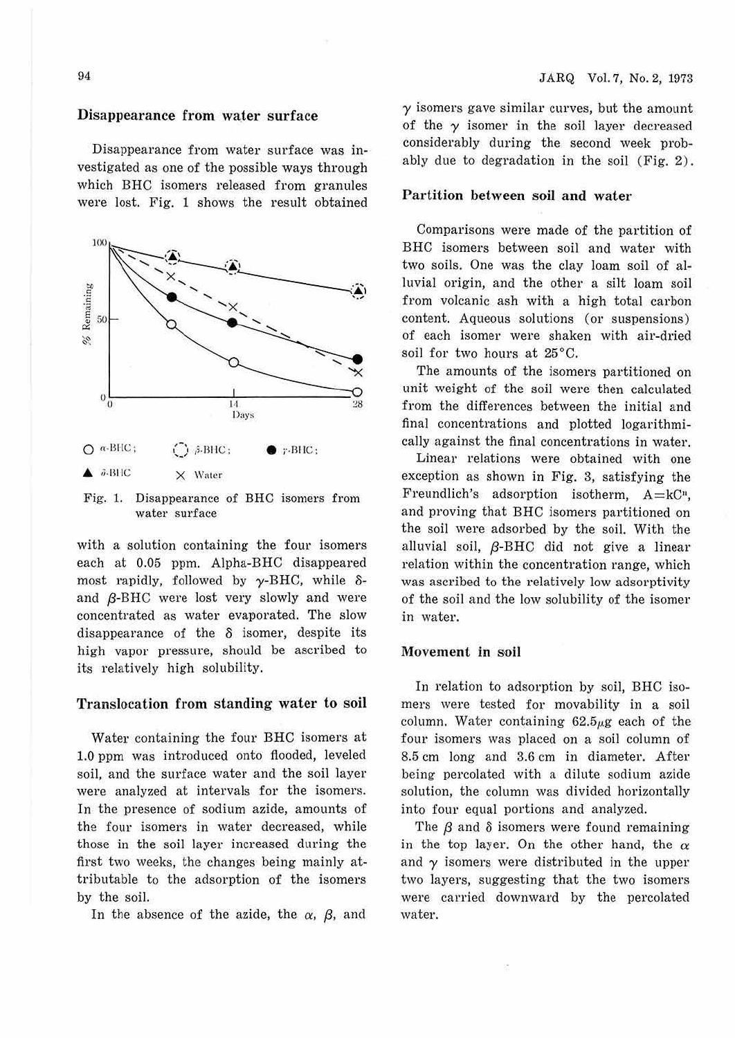## Disappearance from water surface

Disappearance from water surface was investigated as one of the possible ways through which BHC isomers released from granules were lost. Fig. 1 shows the result obtained with a solution containing the four isomers each at 0.05 ppm. Alpha-BHC disappeared most rapidly, followed by $\gamma$-BHC, while $\delta$- and $\beta$-BHC were lost very slowly and were concentrated as water evaporated. The slow disappearance of the $\delta$ isomer, despite its high vapor pressure, should be ascribed to its relatively high solubility.

Fig. 1. Disappearance of BHC isomers from water surface

## Translocation from standing water to soil

Water containing the four BHC isomers at 1.0 ppm was introduced onto flooded, leveled soil, and the surface water and the soil layer were analyzed at intervals for the isomers. In the presence of sodium azide, amounts of the four isomers in water decreased, while those in the soil layer increased during the first two weeks, the changes being mainly attributable to the adsorption of the isomers by the soil.

In the absence of the azide, the $\alpha$, $\beta$, and $\gamma$ isomers gave similar curves, but the amount of the $\gamma$ isomer in the soil layer decreased considerably during the second week probably due to degradation in the soil (Fig. 2).

## Partition between soil and water

Comparisons were made of the partition of BHC isomers between soil and water with two soils. One was the clay loam soil of alluvial origin, and the other a silt loam soil from volcanic ash with a high total carbon content. Aqueous solutions (or suspensions) of each isomer were shaken with air-dried soil for two hours at 25°C.

The amounts of the isomers partitioned on unit weight of the soil were then calculated from the differences between the initial and final concentrations and plotted logarithmically against the final concentrations in water.

Linear relations were obtained with one exception as shown in Fig. 3, satisfying the Freundlich's adsorption isotherm, $A=kC^n$, and proving that BHC isomers partitioned on the soil were adsorbed by the soil. With the alluvial soil, $\beta$-BHC did not give a linear relation within the concentration range, which was ascribed to the relatively low adsorptivity of the soil and the low solubility of the isomer in water.

## Movement in soil

In relation to adsorption by soil, BHC isomers were tested for movability in a soil column. Water containing 62.5$\mu$g each of the four isomers was placed on a soil column of 8.5 cm long and 3.6 cm in diameter. After being percolated with a dilute sodium azide solution, the column was divided horizontally into four equal portions and analyzed.

The $\beta$ and $\delta$ isomers were found remaining in the top layer. On the other hand, the $\alpha$ and $\gamma$ isomers were distributed in the upper two layers, suggesting that the two isomers were carried downward by the percolated water.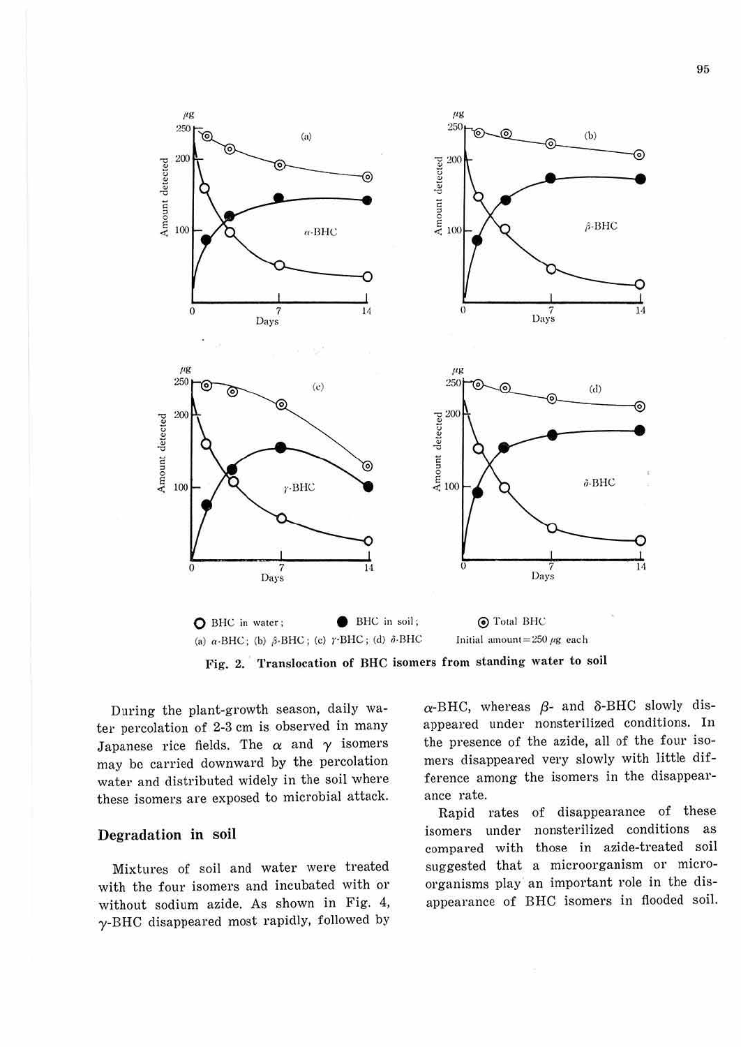○ BHC in water; ● BHC in soil; ◎ Total BHC
(a) α-BHC; (b) β-BHC; (c) γ-BHC; (d) δ-BHC Initial amount=250 μg each

**Fig. 2. Translocation of BHC isomers from standing water to soil**

During the plant-growth season, daily water percolation of 2-3 cm is observed in many Japanese rice fields. The α and γ isomers may be carried downward by the percolation water and distributed widely in the soil where these isomers are exposed to microbial attack.

## Degradation in soil

Mixtures of soil and water were treated with the four isomers and incubated with or without sodium azide. As shown in Fig. 4, γ-BHC disappeared most rapidly, followed by α-BHC, whereas β- and δ-BHC slowly disappeared under nonsterilized conditions. In the presence of the azide, all of the four isomers disappeared very slowly with little difference among the isomers in the disappearance rate.

Rapid rates of disappearance of these isomers under nonsterilized conditions as compared with those in azide-treated soil suggested that a microorganism or microorganisms play an important role in the disappearance of BHC isomers in flooded soil.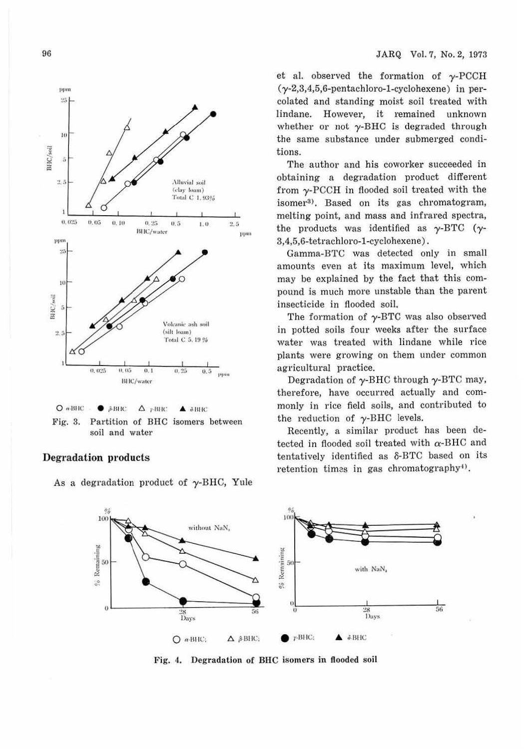Fig. 3. Partition of BHC isomers between soil and water

## Degradation products

As a degradation product of γ-BHC, Yule et al. observed the formation of γ-PCCH (γ-2,3,4,5,6-pentachloro-1-cyclohexene) in percolated and standing moist soil treated with lindane. However, it remained unknown whether or not γ-BHC is degraded through the same substance under submerged conditions.

The author and his coworker succeeded in obtaining a degradation product different from γ-PCCH in flooded soil treated with the isomer[3]. Based on its gas chromatogram, melting point, and mass and infrared spectra, the products was identified as γ-BTC (γ-3,4,5,6-tetrachloro-1-cyclohexene).

Gamma-BTC was detected only in small amounts even at its maximum level, which may be explained by the fact that this compound is much more unstable than the parent insecticide in flooded soil.

The formation of γ-BTC was also observed in potted soils four weeks after the surface water was treated with lindane while rice plants were growing on them under common agricultural practice.

Degradation of γ-BHC through γ-BTC may, therefore, have occurred actually and commonly in rice field soils, and contributed to the reduction of γ-BHC levels.

Recently, a similar product has been detected in flooded soil treated with α-BHC and tentatively identified as δ-BTC based on its retention times in gas chromatography[4].

Fig. 4. Degradation of BHC isomers in flooded soil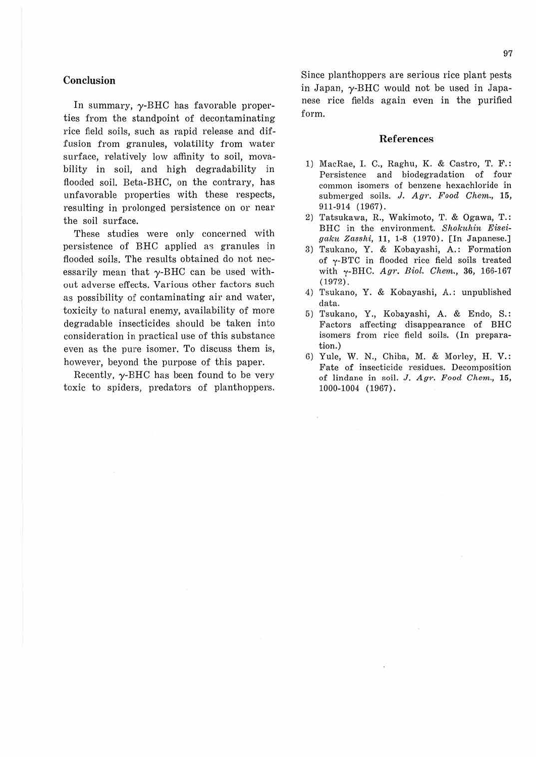## Conclusion

In summary, $\gamma$-BHC has favorable properties from the standpoint of decontaminating rice field soils, such as rapid release and diffusion from granules, volatility from water surface, relatively low affinity to soil, movability in soil, and high degradability in flooded soil. Beta-BHC, on the contrary, has unfavorable properties with these respects, resulting in prolonged persistence on or near the soil surface.

These studies were only concerned with persistence of BHC applied as granules in flooded soils. The results obtained do not necessarily mean that $\gamma$-BHC can be used without adverse effects. Various other factors such as possibility of contaminating air and water, toxicity to natural enemy, availability of more degradable insecticides should be taken into consideration in practical use of this substance even as the pure isomer. To discuss them is, however, beyond the purpose of this paper.

Recently, $\gamma$-BHC has been found to be very toxic to spiders, predators of planthoppers. Since planthoppers are serious rice plant pests in Japan, $\gamma$-BHC would not be used in Japanese rice fields again even in the purified form.

## References

1) MacRae, I. C., Raghu, K. & Castro, T. F.: Persistence and biodegradation of four common isomers of benzene hexachloride in submerged soils. *J. Agr. Food Chem.*, **15**, 911-914 (1967).
2) Tatsukawa, R., Wakimoto, T. & Ogawa, T.: BHC in the environment. *Shokuhin Eiseigaku Zasshi*, **11**, 1-8 (1970). [In Japanese.]
3) Tsukano, Y. & Kobayashi, A.: Formation of $\gamma$-BTC in flooded rice field soils treated with $\gamma$-BHC. *Agr. Biol. Chem.*, **36**, 166-167 (1972).
4) Tsukano, Y. & Kobayashi, A.: unpublished data.
5) Tsukano, Y., Kobayashi, A. & Endo, S.: Factors affecting disappearance of BHC isomers from rice field soils. (In preparation.)
6) Yule, W. N., Chiba, M. & Morley, H. V.: Fate of insecticide residues. Decomposition of lindane in soil. *J. Agr. Food Chem.*, **15**, 1000-1004 (1967).